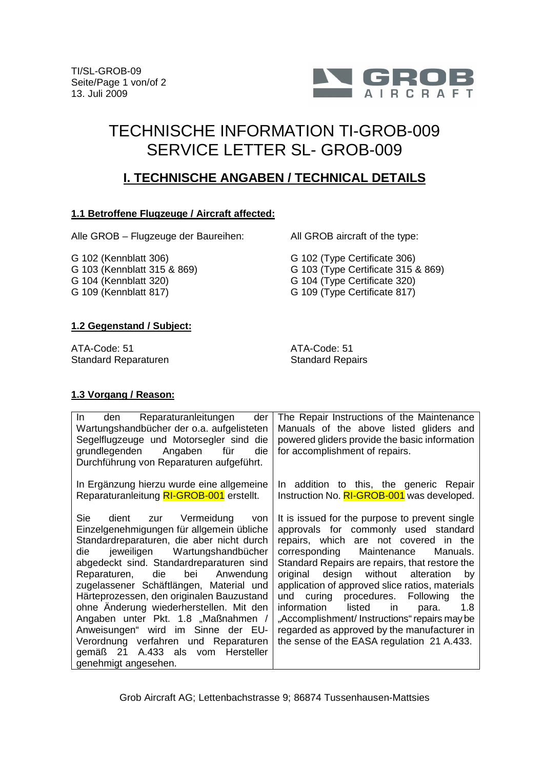TI/SL-GROB-09
13. Juli 2009

# TECHNISCHE INFORMATION TI-GROB-009
# SERVICE LETTER SL- GROB-009

## I. TECHNISCHE ANGABEN / TECHNICAL DETAILS

### 1.1 Betroffene Flugzeuge / Aircraft affected:

| | |
|---|---|
| Alle GROB – Flugzeuge der Baureihen: | All GROB aircraft of the type: |
| G 102 (Kennblatt 306)<br>G 103 (Kennblatt 315 & 869)<br>G 104 (Kennblatt 320)<br>G 109 (Kennblatt 817) | G 102 (Type Certificate 306)<br>G 103 (Type Certificate 315 & 869)<br>G 104 (Type Certificate 320)<br>G 109 (Type Certificate 817) |

### 1.2 Gegenstand / Subject:

| | |
|---|---|
| ATA-Code: 51<br>Standard Reparaturen | ATA-Code: 51<br>Standard Repairs |

### 1.3 Vorgang / Reason:

| | |
|---|---|
| In den Reparaturanleitungen der Wartungshandbücher der o.a. aufgelisteten Segelflugzeuge und Motorsegler sind die grundlegenden Angaben für die Durchführung von Reparaturen aufgeführt. | The Repair Instructions of the Maintenance Manuals of the above listed gliders and powered gliders provide the basic information for accomplishment of repairs. |
| In Ergänzung hierzu wurde eine allgemeine Reparaturanleitung RI-GROB-001 erstellt. | In addition to this, the generic Repair Instruction No. RI-GROB-001 was developed. |
| Sie dient zur Vermeidung von Einzelgenehmigungen für allgemein übliche Standardreparaturen, die aber nicht durch die jeweiligen Wartungshandbücher abgedeckt sind. Standardreparaturen sind Reparaturen, die bei Anwendung zugelassener Schäftlängen, Material und Härteprozessen, den originalen Bauzustand ohne Änderung wiederherstellen. Mit den Angaben unter Pkt. 1.8 „Maßnahmen / Anweisungen" wird im Sinne der EU-Verordnung verfahren und Reparaturen gemäß 21 A.433 als vom Hersteller genehmigt angesehen. | It is issued for the purpose to prevent single approvals for commonly used standard repairs, which are not covered in the corresponding Maintenance Manuals. Standard Repairs are repairs, that restore the original design without alteration by application of approved slice ratios, materials und curing procedures. Following the information listed in para. 1.8 „Accomplishment/ Instructions" repairs may be regarded as approved by the manufacturer in the sense of the EASA regulation 21 A.433. |

Grob Aircraft AG; Lettenbachstrasse 9; 86874 Tussenhausen-Mattsies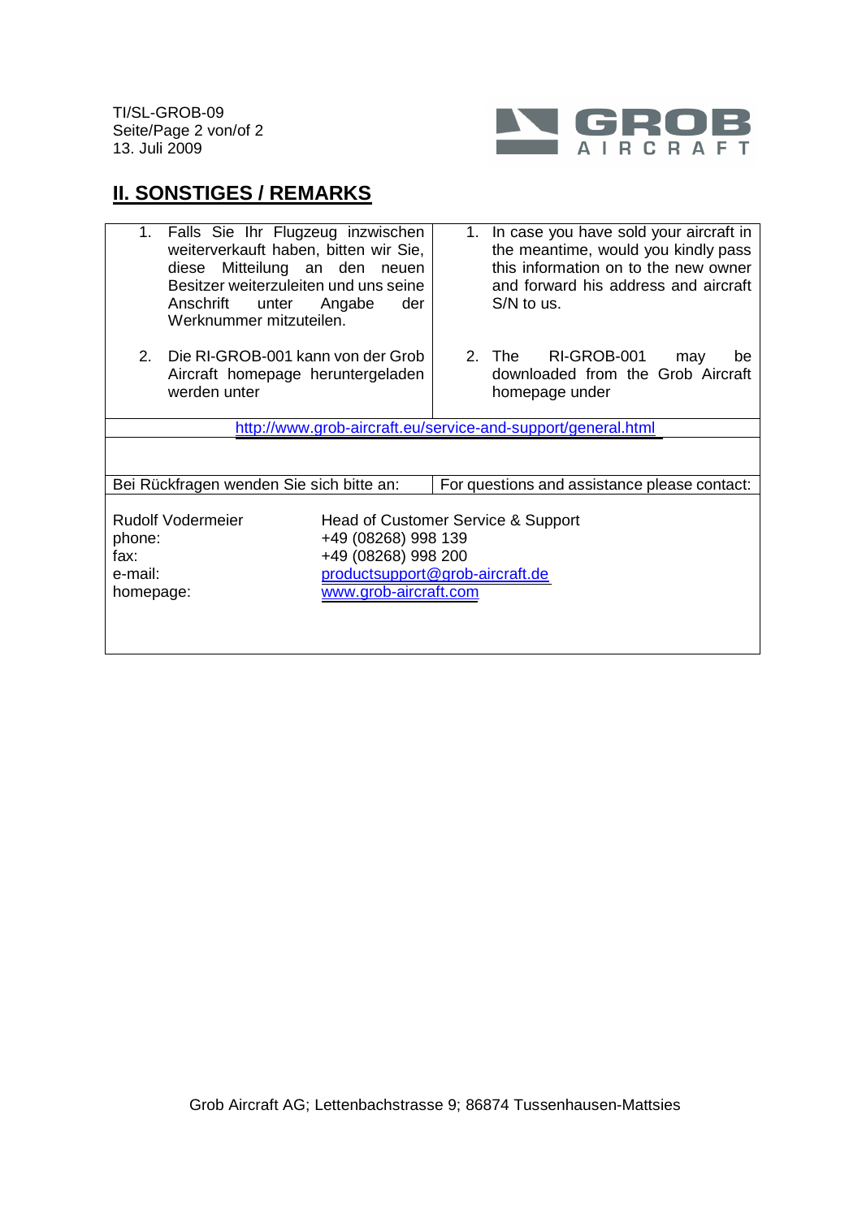## II. SONSTIGES / REMARKS

| | |
|---|---|
| 1. Falls Sie Ihr Flugzeug inzwischen weiterverkauft haben, bitten wir Sie, diese Mitteilung an den neuen Besitzer weiterzuleiten und uns seine Anschrift unter Angabe der Werknummer mitzuteilen.<br><br>2. Die RI-GROB-001 kann von der Grob Aircraft homepage heruntergeladen werden unter | 1. In case you have sold your aircraft in the meantime, would you kindly pass this information on to the new owner and forward his address and aircraft S/N to us.<br><br>2. The RI-GROB-001 may be downloaded from the Grob Aircraft homepage under |
| http://www.grob-aircraft.eu/service-and-support/general.html | |
| Bei Rückfragen wenden Sie sich bitte an: | For questions and assistance please contact: |

| | |
|---|---|
| Rudolf Vodermeier | Head of Customer Service & Support |
| phone: | +49 (08268) 998 139 |
| fax: | +49 (08268) 998 200 |
| e-mail: | productsupport@grob-aircraft.de |
| homepage: | www.grob-aircraft.com |

Grob Aircraft AG; Lettenbachstrasse 9; 86874 Tussenhausen-Mattsies